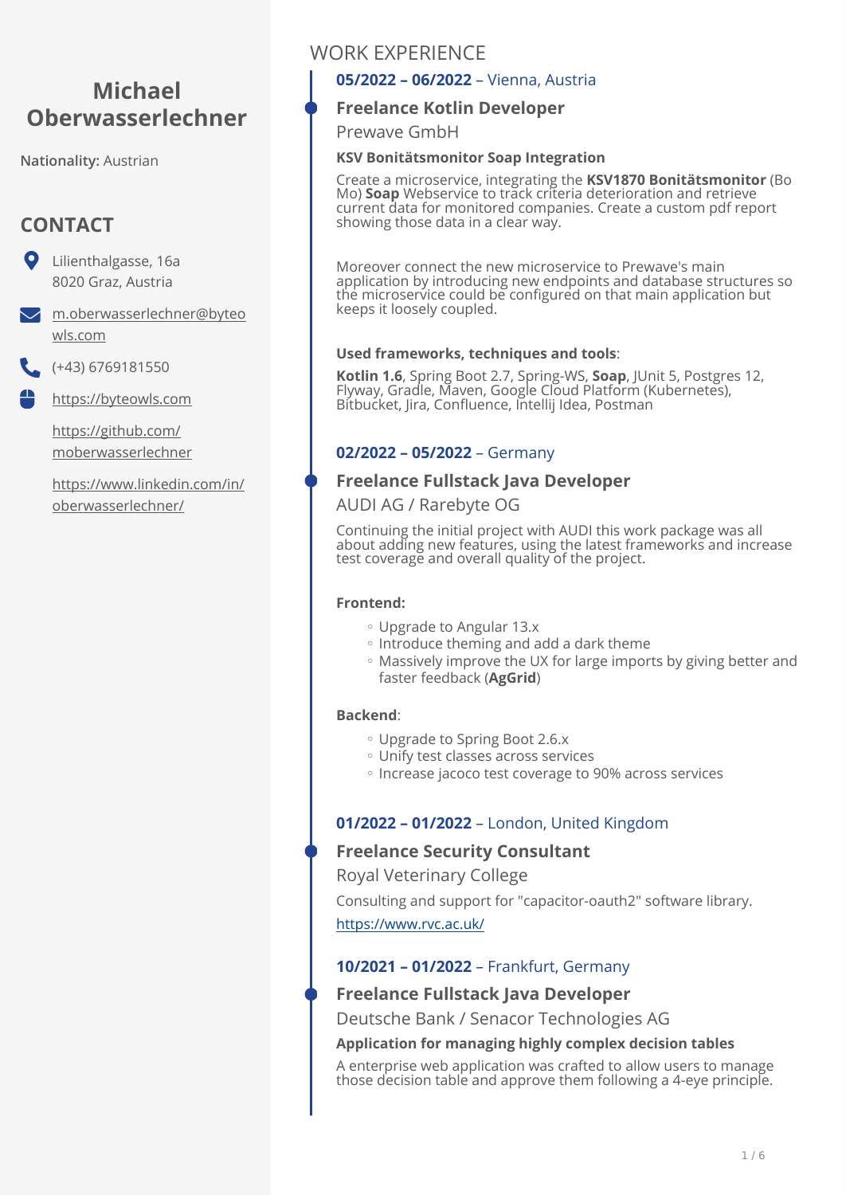# Michael Oberwasserlechner

**Nationality:** Austrian

## CONTACT

Lilienthalgasse, 16a
8020 Graz, Austria

m.oberwasserlechner@byteowls.com

(+43) 6769181550

https://byteowls.com

https://github.com/moberwasserlechner

https://www.linkedin.com/in/oberwasserlechner/

## WORK EXPERIENCE

**05/2022 – 06/2022** – Vienna, Austria

### Freelance Kotlin Developer

Prewave GmbH

**KSV Bonitätsmonitor Soap Integration**

Create a microservice, integrating the **KSV1870 Bonitätsmonitor** (BoMo) **Soap** Webservice to track criteria deterioration and retrieve current data for monitored companies. Create a custom pdf report showing those data in a clear way.

Moreover connect the new microservice to Prewave's main application by introducing new endpoints and database structures so the microservice could be configured on that main application but keeps it loosely coupled.

**Used frameworks, techniques and tools**:

**Kotlin 1.6**, Spring Boot 2.7, Spring-WS, **Soap**, JUnit 5, Postgres 12, Flyway, Gradle, Maven, Google Cloud Platform (Kubernetes), Bitbucket, Jira, Confluence, Intellij Idea, Postman

**02/2022 – 05/2022** – Germany

### Freelance Fullstack Java Developer

AUDI AG / Rarebyte OG

Continuing the initial project with AUDI this work package was all about adding new features, using the latest frameworks and increase test coverage and overall quality of the project.

**Frontend:**

- Upgrade to Angular 13.x
- Introduce theming and add a dark theme
- Massively improve the UX for large imports by giving better and faster feedback (**AgGrid**)

**Backend**:

- Upgrade to Spring Boot 2.6.x
- Unify test classes across services
- Increase jacoco test coverage to 90% across services

**01/2022 – 01/2022** – London, United Kingdom

### Freelance Security Consultant

Royal Veterinary College

Consulting and support for "capacitor-oauth2" software library.

https://www.rvc.ac.uk/

**10/2021 – 01/2022** – Frankfurt, Germany

### Freelance Fullstack Java Developer

Deutsche Bank / Senacor Technologies AG

**Application for managing highly complex decision tables**

A enterprise web application was crafted to allow users to manage those decision table and approve them following a 4-eye principle.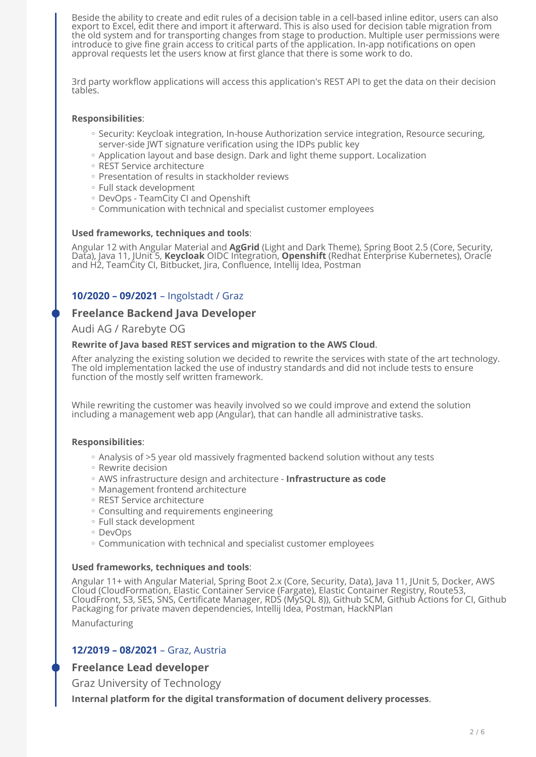Beside the ability to create and edit rules of a decision table in a cell-based inline editor, users can also export to Excel, edit there and import it afterward. This is also used for decision table migration from the old system and for transporting changes from stage to production. Multiple user permissions were introduce to give fine grain access to critical parts of the application. In-app notifications on open approval requests let the users know at first glance that there is some work to do.

3rd party workflow applications will access this application's REST API to get the data on their decision tables.

**Responsibilities**:

- Security: Keycloak integration, In-house Authorization service integration, Resource securing, server-side JWT signature verification using the IDPs public key
- Application layout and base design. Dark and light theme support. Localization
- REST Service architecture
- Presentation of results in stackholder reviews
- Full stack development
- DevOps - TeamCity CI and Openshift
- Communication with technical and specialist customer employees

**Used frameworks, techniques and tools**:

Angular 12 with Angular Material and **AgGrid** (Light and Dark Theme), Spring Boot 2.5 (Core, Security, Data), Java 11, JUnit 5, **Keycloak** OIDC Integration, **Openshift** (Redhat Enterprise Kubernetes), Oracle and H2, TeamCity CI, Bitbucket, Jira, Confluence, Intellij Idea, Postman

### **10/2020 – 09/2021** – Ingolstadt / Graz

## Freelance Backend Java Developer

Audi AG / Rarebyte OG

**Rewrite of Java based REST services and migration to the AWS Cloud**.

After analyzing the existing solution we decided to rewrite the services with state of the art technology. The old implementation lacked the use of industry standards and did not include tests to ensure function of the mostly self written framework.

While rewriting the customer was heavily involved so we could improve and extend the solution including a management web app (Angular), that can handle all administrative tasks.

**Responsibilities**:

- Analysis of >5 year old massively fragmented backend solution without any tests
- Rewrite decision
- AWS infrastructure design and architecture - **Infrastructure as code**
- Management frontend architecture
- REST Service architecture
- Consulting and requirements engineering
- Full stack development
- DevOps
- Communication with technical and specialist customer employees

**Used frameworks, techniques and tools**:

Angular 11+ with Angular Material, Spring Boot 2.x (Core, Security, Data), Java 11, JUnit 5, Docker, AWS Cloud (CloudFormation, Elastic Container Service (Fargate), Elastic Container Registry, Route53, CloudFront, S3, SES, SNS, Certificate Manager, RDS (MySQL 8)), Github SCM, Github Actions for CI, Github Packaging for private maven dependencies, Intellij Idea, Postman, HackNPlan

Manufacturing

### **12/2019 – 08/2021** – Graz, Austria

## Freelance Lead developer

Graz University of Technology

**Internal platform for the digital transformation of document delivery processes**.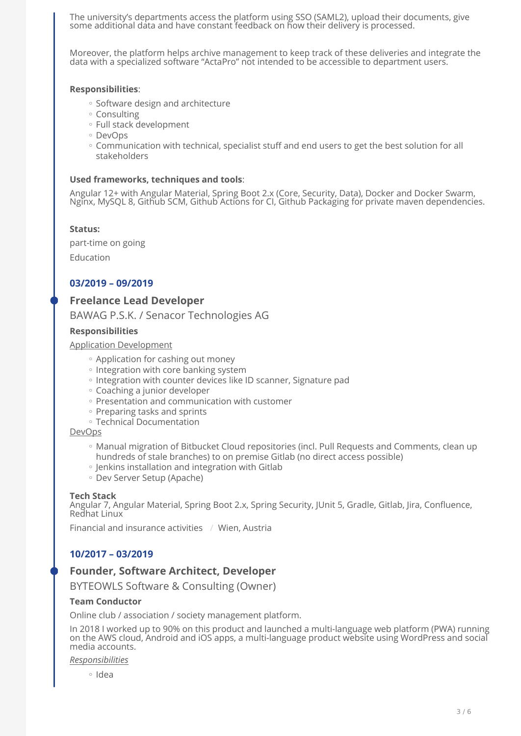The university's departments access the platform using SSO (SAML2), upload their documents, give some additional data and have constant feedback on how their delivery is processed.

Moreover, the platform helps archive management to keep track of these deliveries and integrate the data with a specialized software "ActaPro" not intended to be accessible to department users.

**Responsibilities**:

- Software design and architecture
- Consulting
- Full stack development
- DevOps
- Communication with technical, specialist stuff and end users to get the best solution for all stakeholders

**Used frameworks, techniques and tools**:

Angular 12+ with Angular Material, Spring Boot 2.x (Core, Security, Data), Docker and Docker Swarm, Nginx, MySQL 8, Github SCM, Github Actions for CI, Github Packaging for private maven dependencies.

**Status:**

part-time on going

Education

### 03/2019 – 09/2019

### Freelance Lead Developer

BAWAG P.S.K. / Senacor Technologies AG

**Responsibilities**

Application Development

- Application for cashing out money
- Integration with core banking system
- Integration with counter devices like ID scanner, Signature pad
- Coaching a junior developer
- Presentation and communication with customer
- Preparing tasks and sprints
- Technical Documentation

DevOps

- Manual migration of Bitbucket Cloud repositories (incl. Pull Requests and Comments, clean up hundreds of stale branches) to on premise Gitlab (no direct access possible)
- Jenkins installation and integration with Gitlab
- Dev Server Setup (Apache)

**Tech Stack**
Angular 7, Angular Material, Spring Boot 2.x, Spring Security, JUnit 5, Gradle, Gitlab, Jira, Confluence, Redhat Linux

Financial and insurance activities / Wien, Austria

### 10/2017 – 03/2019

### Founder, Software Architect, Developer

BYTEOWLS Software & Consulting (Owner)

**Team Conductor**

Online club / association / society management platform.

In 2018 I worked up to 90% on this product and launched a multi-language web platform (PWA) running on the AWS cloud, Android and iOS apps, a multi-language product website using WordPress and social media accounts.

*Responsibilities*

- Idea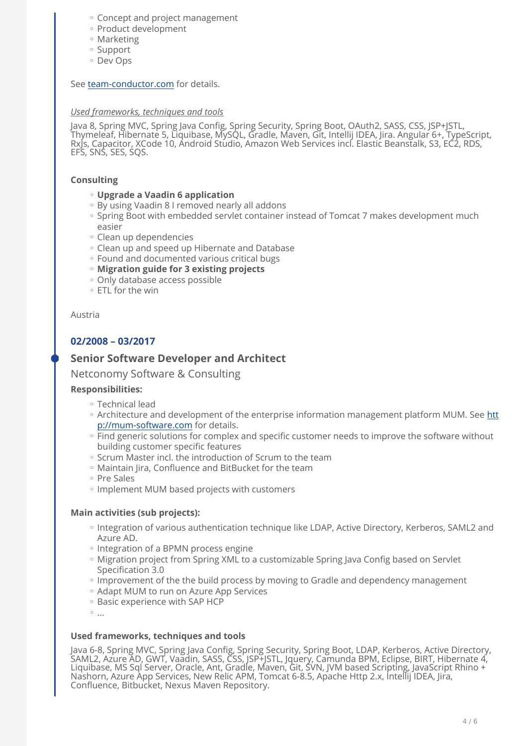- Concept and project management
- Product development
- Marketing
- Support
- Dev Ops

See [team-conductor.com](team-conductor.com) for details.

*Used frameworks, techniques and tools*

Java 8, Spring MVC, Spring Java Config, Spring Security, Spring Boot, OAuth2, SASS, CSS, JSP+JSTL, Thymeleaf, Hibernate 5, Liquibase, MySQL, Gradle, Maven, Git, Intellij IDEA, Jira. Angular 6+, TypeScript, RxJs, Capacitor, XCode 10, Android Studio, Amazon Web Services incl. Elastic Beanstalk, S3, EC2, RDS, EFS, SNS, SES, SQS.

**Consulting**

- **Upgrade a Vaadin 6 application**
- By using Vaadin 8 I removed nearly all addons
- Spring Boot with embedded servlet container instead of Tomcat 7 makes development much easier
- Clean up dependencies
- Clean up and speed up Hibernate and Database
- Found and documented various critical bugs
- **Migration guide for 3 existing projects**
- Only database access possible
- ETL for the win

Austria

### 02/2008 – 03/2017

## Senior Software Developer and Architect

Netconomy Software & Consulting

**Responsibilities:**

- Technical lead
- Architecture and development of the enterprise information management platform MUM. See [http://mum-software.com](http://mum-software.com) for details.
- Find generic solutions for complex and specific customer needs to improve the software without building customer specific features
- Scrum Master incl. the introduction of Scrum to the team
- Maintain Jira, Confluence and BitBucket for the team
- Pre Sales
- Implement MUM based projects with customers

**Main activities (sub projects):**

- Integration of various authentication technique like LDAP, Active Directory, Kerberos, SAML2 and Azure AD.
- Integration of a BPMN process engine
- Migration project from Spring XML to a customizable Spring Java Config based on Servlet Specification 3.0
- Improvement of the the build process by moving to Gradle and dependency management
- Adapt MUM to run on Azure App Services
- Basic experience with SAP HCP
- ...

**Used frameworks, techniques and tools**

Java 6-8, Spring MVC, Spring Java Config, Spring Security, Spring Boot, LDAP, Kerberos, Active Directory, SAML2, Azure AD, GWT, Vaadin, SASS, CSS, JSP+JSTL, Jquery, Camunda BPM, Eclipse, BIRT, Hibernate 4, Liquibase, MS Sql Server, Oracle, Ant, Gradle, Maven, Git, SVN, JVM based Scripting, JavaScript Rhino + Nashorn, Azure App Services, New Relic APM, Tomcat 6-8.5, Apache Http 2.x, Intellij IDEA, Jira, Confluence, Bitbucket, Nexus Maven Repository.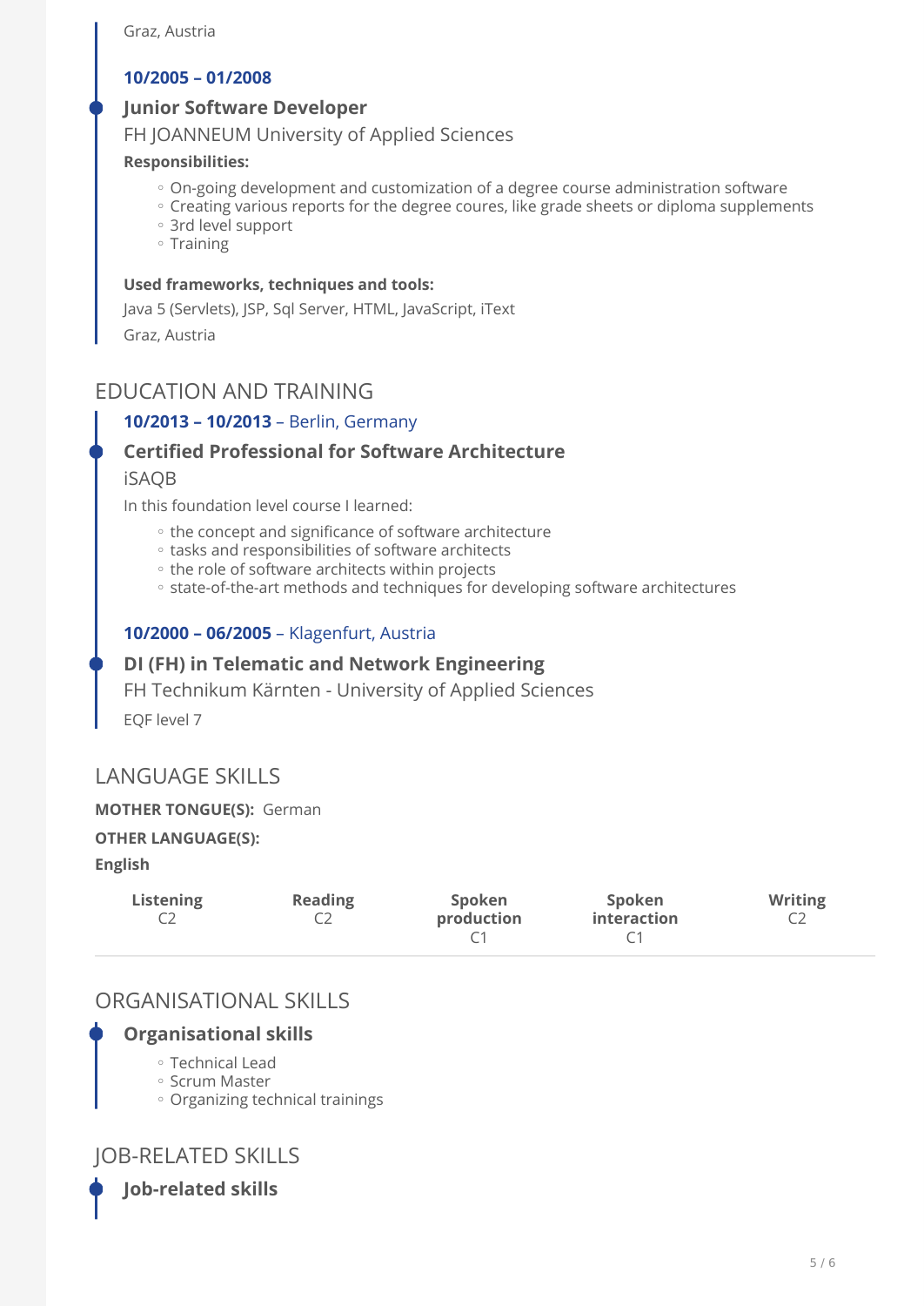Graz, Austria

**10/2005 – 01/2008**

### Junior Software Developer

FH JOANNEUM University of Applied Sciences

**Responsibilities:**

- On-going development and customization of a degree course administration software
- Creating various reports for the degree coures, like grade sheets or diploma supplements
- 3rd level support
- Training

**Used frameworks, techniques and tools:**

Java 5 (Servlets), JSP, Sql Server, HTML, JavaScript, iText

Graz, Austria

## EDUCATION AND TRAINING

**10/2013 – 10/2013** – Berlin, Germany

### Certified Professional for Software Architecture

iSAQB

In this foundation level course I learned:

- the concept and significance of software architecture
- tasks and responsibilities of software architects
- the role of software architects within projects
- state-of-the-art methods and techniques for developing software architectures

**10/2000 – 06/2005** – Klagenfurt, Austria

### DI (FH) in Telematic and Network Engineering

FH Technikum Kärnten - University of Applied Sciences

EQF level 7

## LANGUAGE SKILLS

**MOTHER TONGUE(S):** German

**OTHER LANGUAGE(S):**

**English**

| Listening | Reading | Spoken production | Spoken interaction | Writing |
|---|---|---|---|---|
| C2 | C2 | C1 | C1 | C2 |

## ORGANISATIONAL SKILLS

### Organisational skills

- Technical Lead
- Scrum Master
- Organizing technical trainings

## JOB-RELATED SKILLS

### Job-related skills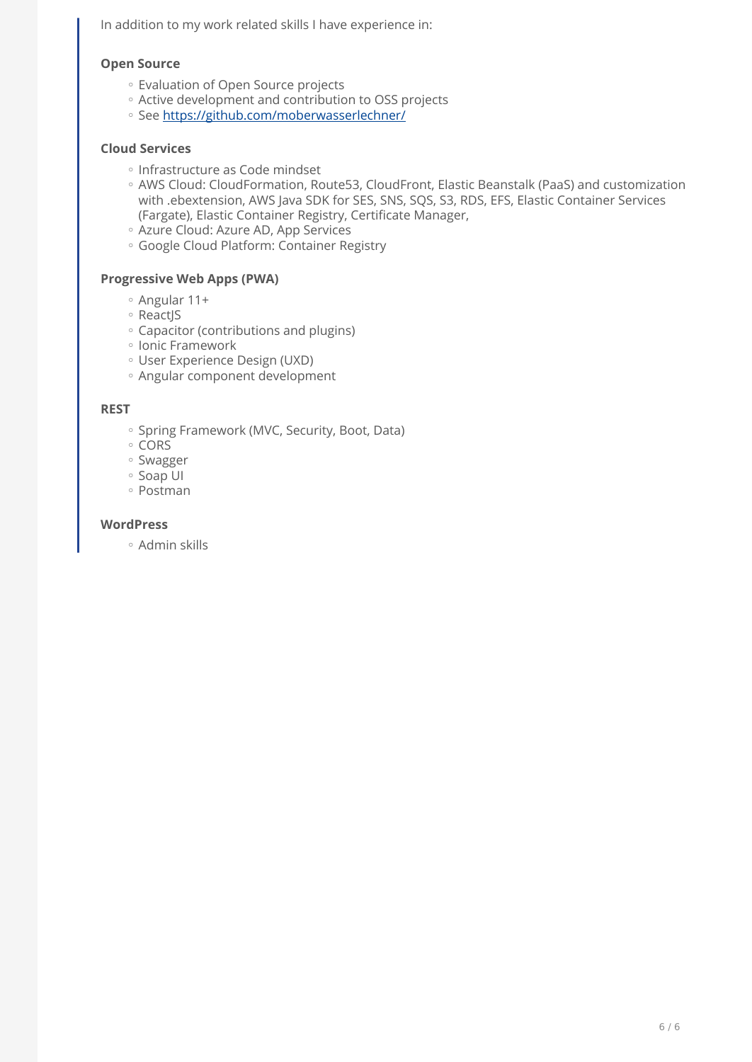In addition to my work related skills I have experience in:

**Open Source**

- Evaluation of Open Source projects
- Active development and contribution to OSS projects
- See [https://github.com/moberwasserlechner/](https://github.com/moberwasserlechner/)

**Cloud Services**

- Infrastructure as Code mindset
- AWS Cloud: CloudFormation, Route53, CloudFront, Elastic Beanstalk (PaaS) and customization with .ebextension, AWS Java SDK for SES, SNS, SQS, S3, RDS, EFS, Elastic Container Services (Fargate), Elastic Container Registry, Certificate Manager,
- Azure Cloud: Azure AD, App Services
- Google Cloud Platform: Container Registry

**Progressive Web Apps (PWA)**

- Angular 11+
- ReactJS
- Capacitor (contributions and plugins)
- Ionic Framework
- User Experience Design (UXD)
- Angular component development

**REST**

- Spring Framework (MVC, Security, Boot, Data)
- CORS
- Swagger
- Soap UI
- Postman

**WordPress**

- Admin skills